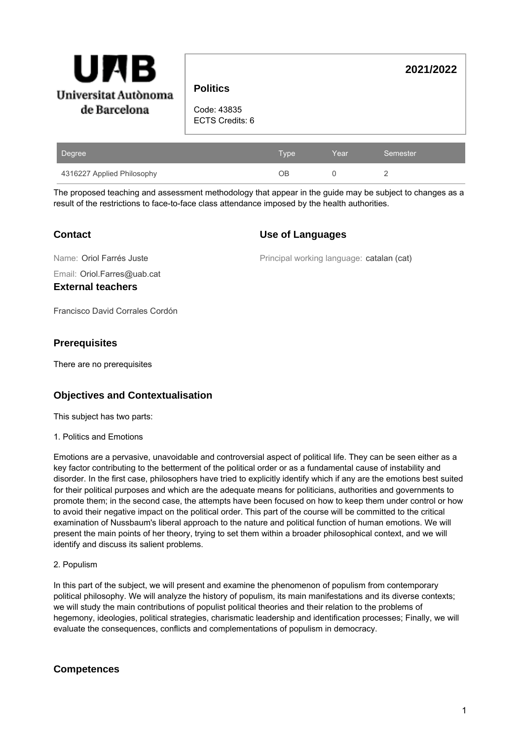UAB
Universitat Autònoma de Barcelona

# Politics

**2021/2022**

Code: 43835
ECTS Credits: 6

| Degree | Type | Year | Semester |
|---|---|---|---|
| 4316227 Applied Philosophy | OB | 0 | 2 |

The proposed teaching and assessment methodology that appear in the guide may be subject to changes as a result of the restrictions to face-to-face class attendance imposed by the health authorities.

## Contact

Name: Oriol Farrés Juste

Email: Oriol.Farres@uab.cat

## Use of Languages

Principal working language: catalan (cat)

## External teachers

Francisco David Corrales Cordón

## Prerequisites

There are no prerequisites

## Objectives and Contextualisation

This subject has two parts:

1. Politics and Emotions

Emotions are a pervasive, unavoidable and controversial aspect of political life. They can be seen either as a key factor contributing to the betterment of the political order or as a fundamental cause of instability and disorder. In the first case, philosophers have tried to explicitly identify which if any are the emotions best suited for their political purposes and which are the adequate means for politicians, authorities and governments to promote them; in the second case, the attempts have been focused on how to keep them under control or how to avoid their negative impact on the political order. This part of the course will be committed to the critical examination of Nussbaum's liberal approach to the nature and political function of human emotions. We will present the main points of her theory, trying to set them within a broader philosophical context, and we will identify and discuss its salient problems.

2. Populism

In this part of the subject, we will present and examine the phenomenon of populism from contemporary political philosophy. We will analyze the history of populism, its main manifestations and its diverse contexts; we will study the main contributions of populist political theories and their relation to the problems of hegemony, ideologies, political strategies, charismatic leadership and identification processes; Finally, we will evaluate the consequences, conflicts and complementations of populism in democracy.

## Competences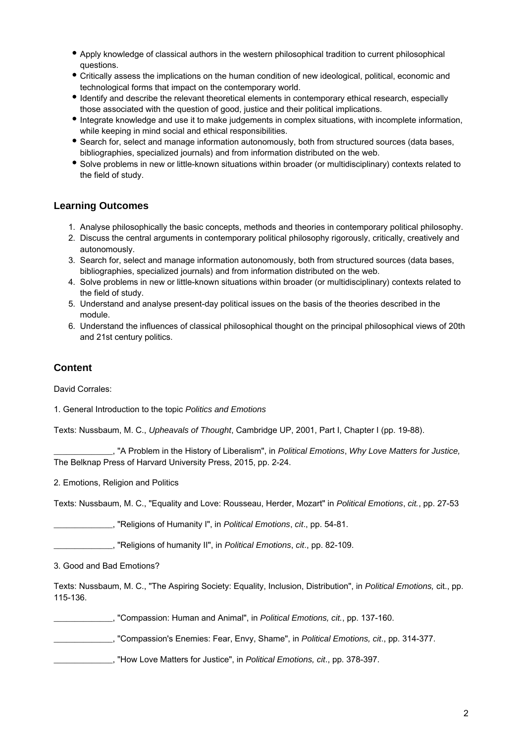- Apply knowledge of classical authors in the western philosophical tradition to current philosophical questions.
- Critically assess the implications on the human condition of new ideological, political, economic and technological forms that impact on the contemporary world.
- Identify and describe the relevant theoretical elements in contemporary ethical research, especially those associated with the question of good, justice and their political implications.
- Integrate knowledge and use it to make judgements in complex situations, with incomplete information, while keeping in mind social and ethical responsibilities.
- Search for, select and manage information autonomously, both from structured sources (data bases, bibliographies, specialized journals) and from information distributed on the web.
- Solve problems in new or little-known situations within broader (or multidisciplinary) contexts related to the field of study.

## Learning Outcomes

1. Analyse philosophically the basic concepts, methods and theories in contemporary political philosophy.
2. Discuss the central arguments in contemporary political philosophy rigorously, critically, creatively and autonomously.
3. Search for, select and manage information autonomously, both from structured sources (data bases, bibliographies, specialized journals) and from information distributed on the web.
4. Solve problems in new or little-known situations within broader (or multidisciplinary) contexts related to the field of study.
5. Understand and analyse present-day political issues on the basis of the theories described in the module.
6. Understand the influences of classical philosophical thought on the principal philosophical views of 20th and 21st century politics.

## Content

David Corrales:

1. General Introduction to the topic *Politics and Emotions*

Texts: Nussbaum, M. C., *Upheavals of Thought*, Cambridge UP, 2001, Part I, Chapter I (pp. 19-88).

_____________, "A Problem in the History of Liberalism", in *Political Emotions*, *Why Love Matters for Justice,* The Belknap Press of Harvard University Press, 2015, pp. 2-24.

2. Emotions, Religion and Politics

Texts: Nussbaum, M. C., "Equality and Love: Rousseau, Herder, Mozart" in *Political Emotions*, *cit.*, pp. 27-53

_____________, "Religions of Humanity I", in *Political Emotions*, *cit*., pp. 54-81.

_____________, "Religions of humanity II", in *Political Emotions*, *cit*., pp. 82-109.

3. Good and Bad Emotions?

Texts: Nussbaum, M. C., "The Aspiring Society: Equality, Inclusion, Distribution", in *Political Emotions,* cit., pp. 115-136.

_____________, "Compassion: Human and Animal", in *Political Emotions, cit.*, pp. 137-160.

_____________, "Compassion's Enemies: Fear, Envy, Shame", in *Political Emotions, cit*., pp. 314-377.

_____________, "How Love Matters for Justice", in *Political Emotions, cit*., pp. 378-397.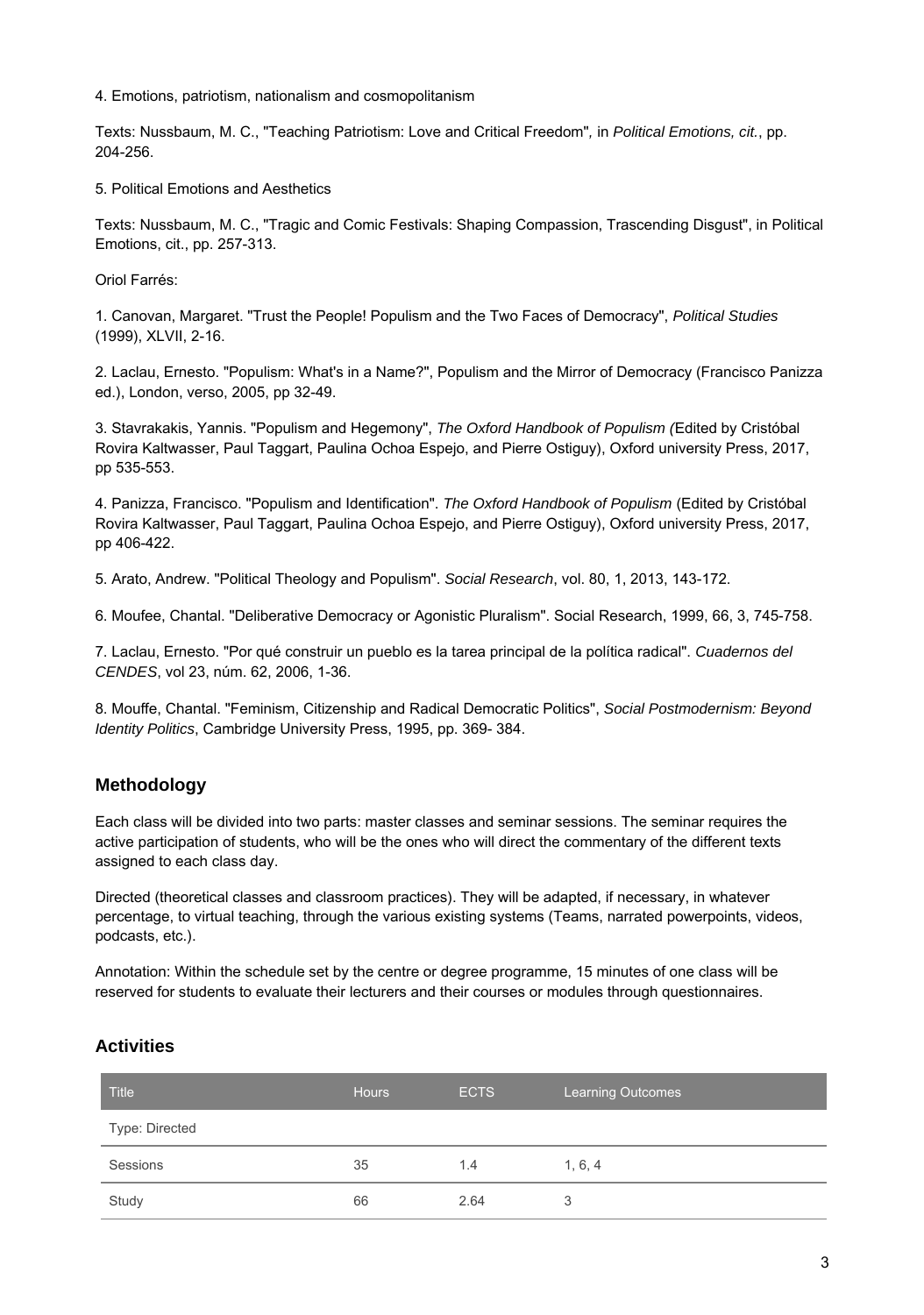4. Emotions, patriotism, nationalism and cosmopolitanism

Texts: Nussbaum, M. C., "Teaching Patriotism: Love and Critical Freedom", in *Political Emotions, cit.*, pp. 204-256.

5. Political Emotions and Aesthetics

Texts: Nussbaum, M. C., "Tragic and Comic Festivals: Shaping Compassion, Trascending Disgust", in Political Emotions, cit., pp. 257-313.

Oriol Farrés:

1. Canovan, Margaret. "Trust the People! Populism and the Two Faces of Democracy", *Political Studies* (1999), XLVII, 2-16.

2. Laclau, Ernesto. "Populism: What's in a Name?", Populism and the Mirror of Democracy (Francisco Panizza ed.), London, verso, 2005, pp 32-49.

3. Stavrakakis, Yannis. "Populism and Hegemony", *The Oxford Handbook of Populism (*Edited by Cristóbal Rovira Kaltwasser, Paul Taggart, Paulina Ochoa Espejo, and Pierre Ostiguy), Oxford university Press, 2017, pp 535-553.

4. Panizza, Francisco. "Populism and Identification". *The Oxford Handbook of Populism* (Edited by Cristóbal Rovira Kaltwasser, Paul Taggart, Paulina Ochoa Espejo, and Pierre Ostiguy), Oxford university Press, 2017, pp 406-422.

5. Arato, Andrew. "Political Theology and Populism". *Social Research*, vol. 80, 1, 2013, 143-172.

6. Moufee, Chantal. "Deliberative Democracy or Agonistic Pluralism". Social Research, 1999, 66, 3, 745-758.

7. Laclau, Ernesto. "Por qué construir un pueblo es la tarea principal de la política radical". *Cuadernos del CENDES*, vol 23, núm. 62, 2006, 1-36.

8. Mouffe, Chantal. "Feminism, Citizenship and Radical Democratic Politics", *Social Postmodernism: Beyond Identity Politics*, Cambridge University Press, 1995, pp. 369- 384.

## Methodology

Each class will be divided into two parts: master classes and seminar sessions. The seminar requires the active participation of students, who will be the ones who will direct the commentary of the different texts assigned to each class day.

Directed (theoretical classes and classroom practices). They will be adapted, if necessary, in whatever percentage, to virtual teaching, through the various existing systems (Teams, narrated powerpoints, videos, podcasts, etc.).

Annotation: Within the schedule set by the centre or degree programme, 15 minutes of one class will be reserved for students to evaluate their lecturers and their courses or modules through questionnaires.

## Activities

| Title | Hours | ECTS | Learning Outcomes |
|---|---|---|---|
| Type: Directed | | | |
| Sessions | 35 | 1.4 | 1, 6, 4 |
| Study | 66 | 2.64 | 3 |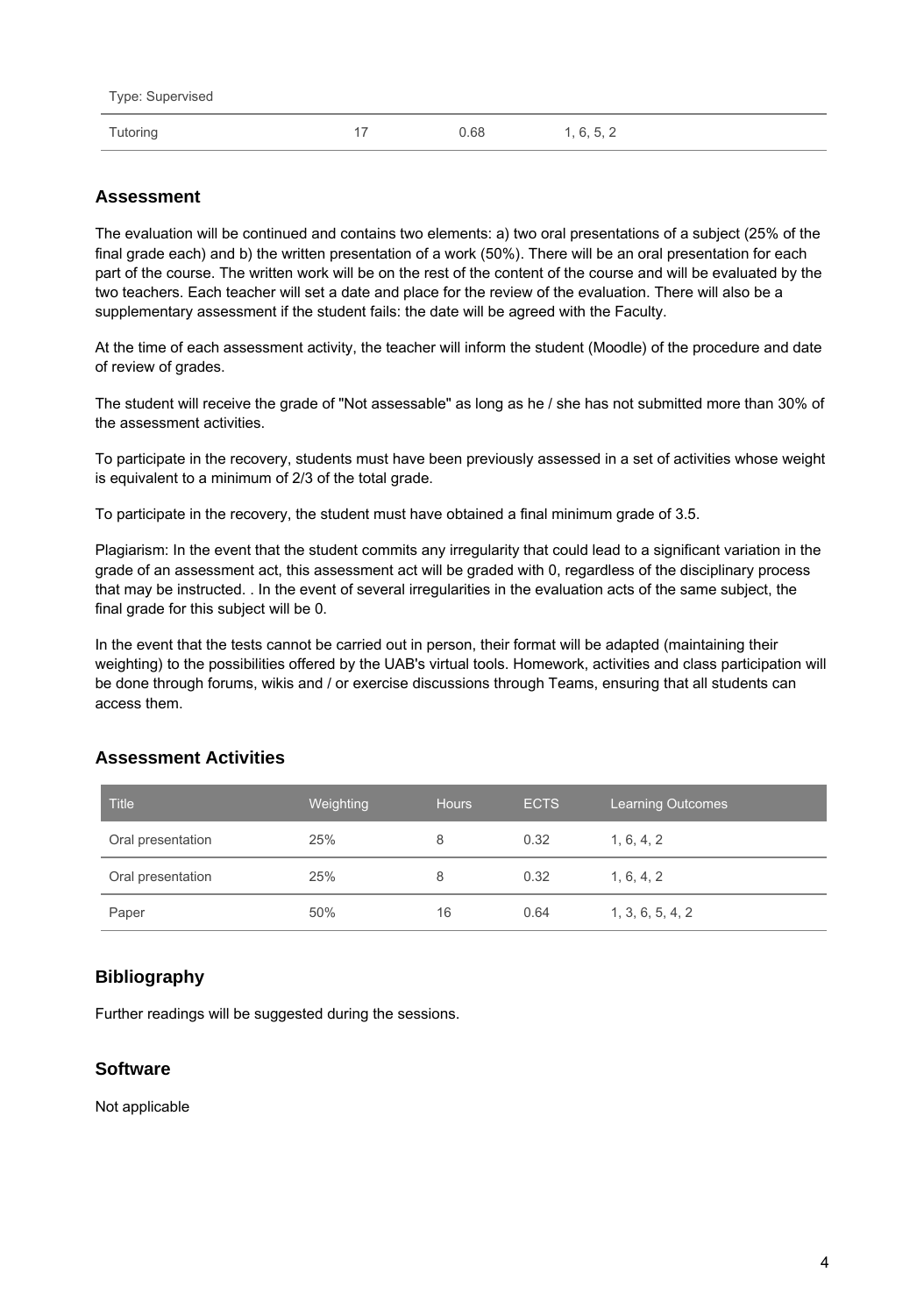| | | | |
|---|---|---|---|
| Type: Supervised | | | |
| Tutoring | 17 | 0.68 | 1, 6, 5, 2 |

## Assessment

The evaluation will be continued and contains two elements: a) two oral presentations of a subject (25% of the final grade each) and b) the written presentation of a work (50%). There will be an oral presentation for each part of the course. The written work will be on the rest of the content of the course and will be evaluated by the two teachers. Each teacher will set a date and place for the review of the evaluation. There will also be a supplementary assessment if the student fails: the date will be agreed with the Faculty.

At the time of each assessment activity, the teacher will inform the student (Moodle) of the procedure and date of review of grades.

The student will receive the grade of "Not assessable" as long as he / she has not submitted more than 30% of the assessment activities.

To participate in the recovery, students must have been previously assessed in a set of activities whose weight is equivalent to a minimum of 2/3 of the total grade.

To participate in the recovery, the student must have obtained a final minimum grade of 3.5.

Plagiarism: In the event that the student commits any irregularity that could lead to a significant variation in the grade of an assessment act, this assessment act will be graded with 0, regardless of the disciplinary process that may be instructed. . In the event of several irregularities in the evaluation acts of the same subject, the final grade for this subject will be 0.

In the event that the tests cannot be carried out in person, their format will be adapted (maintaining their weighting) to the possibilities offered by the UAB's virtual tools. Homework, activities and class participation will be done through forums, wikis and / or exercise discussions through Teams, ensuring that all students can access them.

## Assessment Activities

| Title | Weighting | Hours | ECTS | Learning Outcomes |
|---|---|---|---|---|
| Oral presentation | 25% | 8 | 0.32 | 1, 6, 4, 2 |
| Oral presentation | 25% | 8 | 0.32 | 1, 6, 4, 2 |
| Paper | 50% | 16 | 0.64 | 1, 3, 6, 5, 4, 2 |

## Bibliography

Further readings will be suggested during the sessions.

## Software

Not applicable